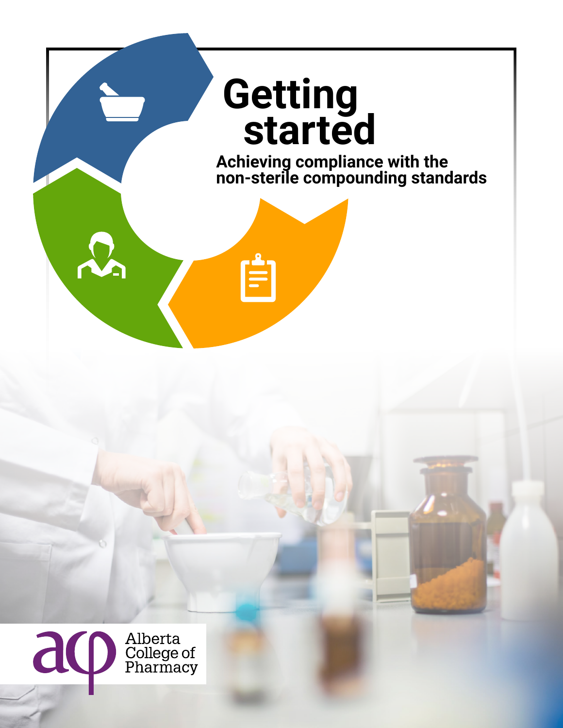# Getting started

## Achieving compliance with the non-sterile compounding standards

Alberta College of Pharmacy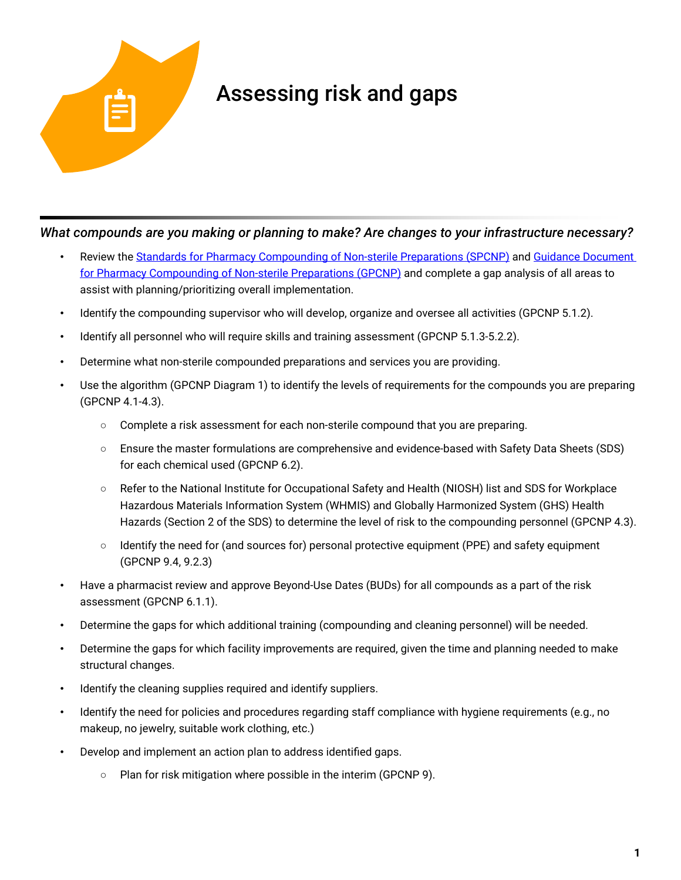# Assessing risk and gaps

*What compounds are you making or planning to make? Are changes to your infrastructure necessary?*

- Review the [Standards for Pharmacy Compounding of Non-sterile Preparations (SPCNP)]() and [Guidance Document for Pharmacy Compounding of Non-sterile Preparations (GPCNP)]() and complete a gap analysis of all areas to assist with planning/prioritizing overall implementation.
- Identify the compounding supervisor who will develop, organize and oversee all activities (GPCNP 5.1.2).
- Identify all personnel who will require skills and training assessment (GPCNP 5.1.3-5.2.2).
- Determine what non-sterile compounded preparations and services you are providing.
- Use the algorithm (GPCNP Diagram 1) to identify the levels of requirements for the compounds you are preparing (GPCNP 4.1-4.3).
  - Complete a risk assessment for each non-sterile compound that you are preparing.
  - Ensure the master formulations are comprehensive and evidence-based with Safety Data Sheets (SDS) for each chemical used (GPCNP 6.2).
  - Refer to the National Institute for Occupational Safety and Health (NIOSH) list and SDS for Workplace Hazardous Materials Information System (WHMIS) and Globally Harmonized System (GHS) Health Hazards (Section 2 of the SDS) to determine the level of risk to the compounding personnel (GPCNP 4.3).
  - Identify the need for (and sources for) personal protective equipment (PPE) and safety equipment (GPCNP 9.4, 9.2.3)
- Have a pharmacist review and approve Beyond-Use Dates (BUDs) for all compounds as a part of the risk assessment (GPCNP 6.1.1).
- Determine the gaps for which additional training (compounding and cleaning personnel) will be needed.
- Determine the gaps for which facility improvements are required, given the time and planning needed to make structural changes.
- Identify the cleaning supplies required and identify suppliers.
- Identify the need for policies and procedures regarding staff compliance with hygiene requirements (e.g., no makeup, no jewelry, suitable work clothing, etc.)
- Develop and implement an action plan to address identified gaps.
  - Plan for risk mitigation where possible in the interim (GPCNP 9).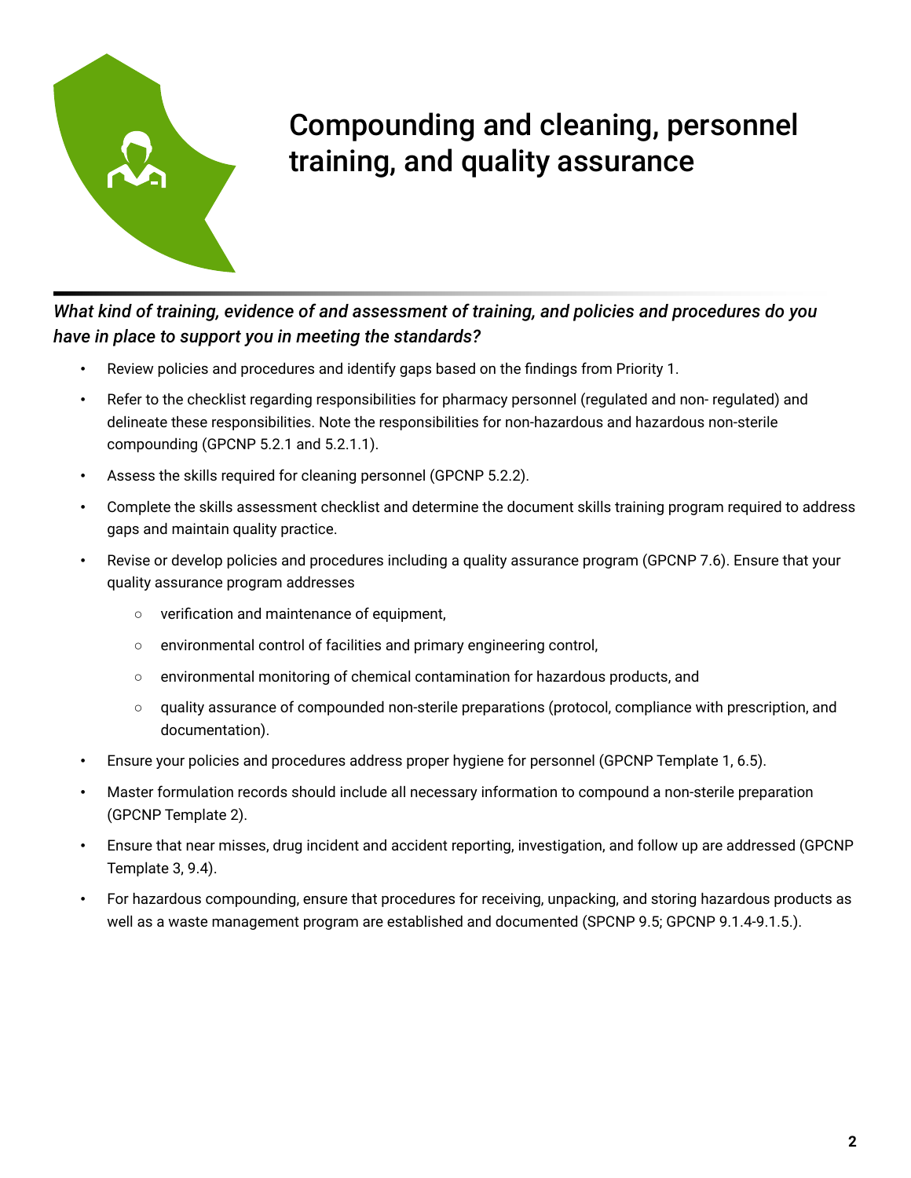# Compounding and cleaning, personnel training, and quality assurance

*What kind of training, evidence of and assessment of training, and policies and procedures do you have in place to support you in meeting the standards?*

- Review policies and procedures and identify gaps based on the findings from Priority 1.
- Refer to the checklist regarding responsibilities for pharmacy personnel (regulated and non- regulated) and delineate these responsibilities. Note the responsibilities for non-hazardous and hazardous non-sterile compounding (GPCNP 5.2.1 and 5.2.1.1).
- Assess the skills required for cleaning personnel (GPCNP 5.2.2).
- Complete the skills assessment checklist and determine the document skills training program required to address gaps and maintain quality practice.
- Revise or develop policies and procedures including a quality assurance program (GPCNP 7.6). Ensure that your quality assurance program addresses
    - verification and maintenance of equipment,
    - environmental control of facilities and primary engineering control,
    - environmental monitoring of chemical contamination for hazardous products, and
    - quality assurance of compounded non-sterile preparations (protocol, compliance with prescription, and documentation).
- Ensure your policies and procedures address proper hygiene for personnel (GPCNP Template 1, 6.5).
- Master formulation records should include all necessary information to compound a non-sterile preparation (GPCNP Template 2).
- Ensure that near misses, drug incident and accident reporting, investigation, and follow up are addressed (GPCNP Template 3, 9.4).
- For hazardous compounding, ensure that procedures for receiving, unpacking, and storing hazardous products as well as a waste management program are established and documented (SPCNP 9.5; GPCNP 9.1.4-9.1.5.).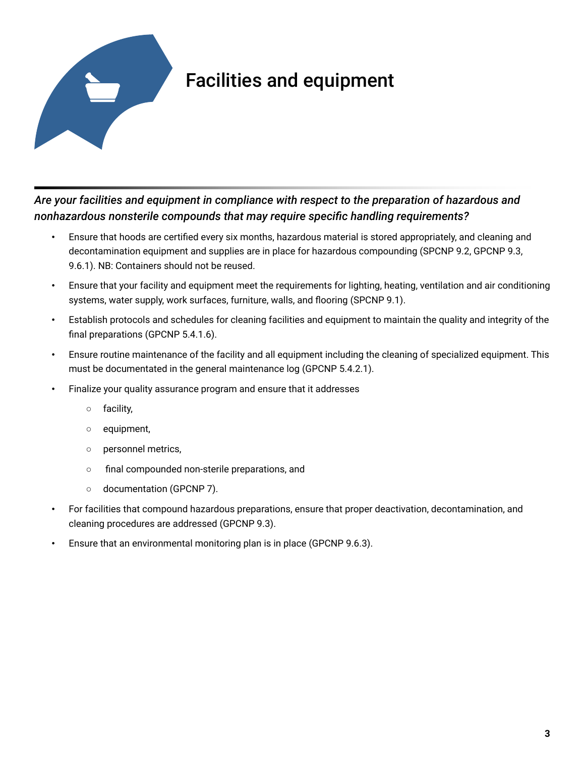# Facilities and equipment

***Are your facilities and equipment in compliance with respect to the preparation of hazardous and nonhazardous nonsterile compounds that may require specific handling requirements?***

- Ensure that hoods are certified every six months, hazardous material is stored appropriately, and cleaning and decontamination equipment and supplies are in place for hazardous compounding (SPCNP 9.2, GPCNP 9.3, 9.6.1). NB: Containers should not be reused.
- Ensure that your facility and equipment meet the requirements for lighting, heating, ventilation and air conditioning systems, water supply, work surfaces, furniture, walls, and flooring (SPCNP 9.1).
- Establish protocols and schedules for cleaning facilities and equipment to maintain the quality and integrity of the final preparations (GPCNP 5.4.1.6).
- Ensure routine maintenance of the facility and all equipment including the cleaning of specialized equipment. This must be documentated in the general maintenance log (GPCNP 5.4.2.1).
- Finalize your quality assurance program and ensure that it addresses
  - facility,
  - equipment,
  - personnel metrics,
  - final compounded non-sterile preparations, and
  - documentation (GPCNP 7).
- For facilities that compound hazardous preparations, ensure that proper deactivation, decontamination, and cleaning procedures are addressed (GPCNP 9.3).
- Ensure that an environmental monitoring plan is in place (GPCNP 9.6.3).